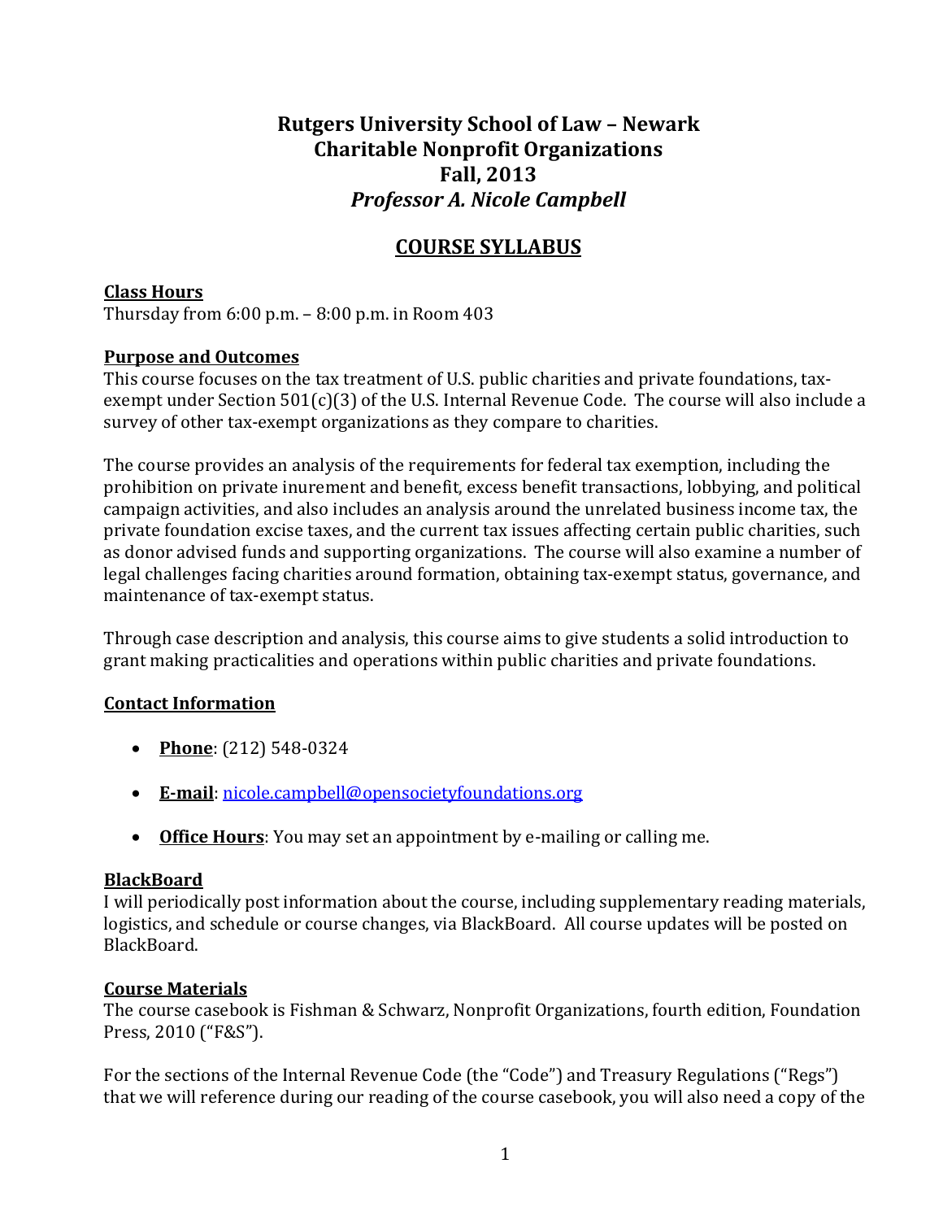# Rutgers University School of Law – Newark
# Charitable Nonprofit Organizations
# Fall, 2013
# *Professor A. Nicole Campbell*

## COURSE SYLLABUS

**Class Hours**

Thursday from 6:00 p.m. – 8:00 p.m. in Room 403

**Purpose and Outcomes**

This course focuses on the tax treatment of U.S. public charities and private foundations, tax-exempt under Section 501(c)(3) of the U.S. Internal Revenue Code. The course will also include a survey of other tax-exempt organizations as they compare to charities.

The course provides an analysis of the requirements for federal tax exemption, including the prohibition on private inurement and benefit, excess benefit transactions, lobbying, and political campaign activities, and also includes an analysis around the unrelated business income tax, the private foundation excise taxes, and the current tax issues affecting certain public charities, such as donor advised funds and supporting organizations. The course will also examine a number of legal challenges facing charities around formation, obtaining tax-exempt status, governance, and maintenance of tax-exempt status.

Through case description and analysis, this course aims to give students a solid introduction to grant making practicalities and operations within public charities and private foundations.

**Contact Information**

- **Phone**: (212) 548-0324
- **E-mail**: nicole.campbell@opensocietyfoundations.org
- **Office Hours**: You may set an appointment by e-mailing or calling me.

**BlackBoard**

I will periodically post information about the course, including supplementary reading materials, logistics, and schedule or course changes, via BlackBoard. All course updates will be posted on BlackBoard.

**Course Materials**

The course casebook is Fishman & Schwarz, Nonprofit Organizations, fourth edition, Foundation Press, 2010 ("F&S").

For the sections of the Internal Revenue Code (the "Code") and Treasury Regulations ("Regs") that we will reference during our reading of the course casebook, you will also need a copy of the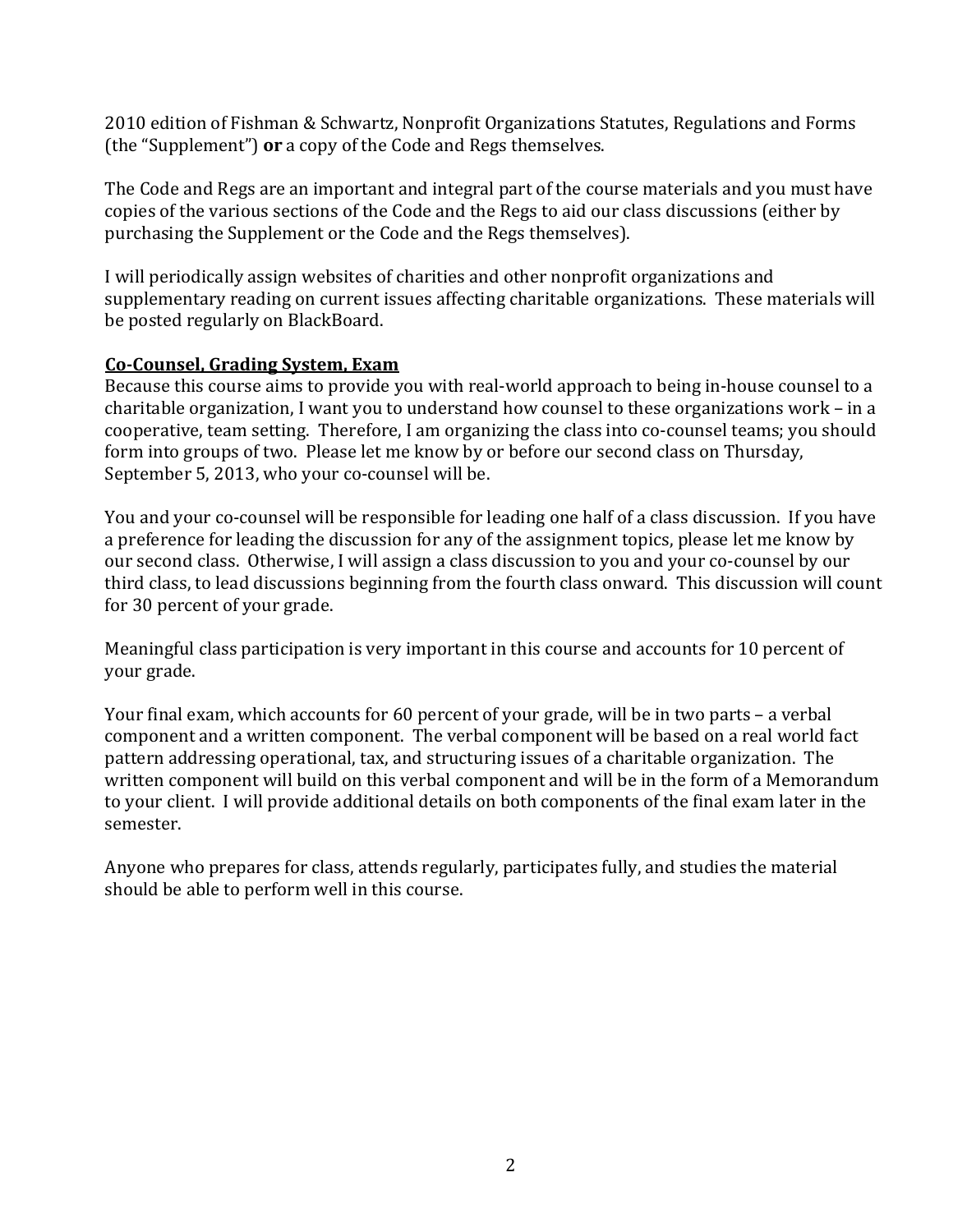2010 edition of Fishman & Schwartz, Nonprofit Organizations Statutes, Regulations and Forms (the "Supplement") **or** a copy of the Code and Regs themselves.

The Code and Regs are an important and integral part of the course materials and you must have copies of the various sections of the Code and the Regs to aid our class discussions (either by purchasing the Supplement or the Code and the Regs themselves).

I will periodically assign websites of charities and other nonprofit organizations and supplementary reading on current issues affecting charitable organizations. These materials will be posted regularly on BlackBoard.

**Co-Counsel, Grading System, Exam**

Because this course aims to provide you with real-world approach to being in-house counsel to a charitable organization, I want you to understand how counsel to these organizations work – in a cooperative, team setting. Therefore, I am organizing the class into co-counsel teams; you should form into groups of two. Please let me know by or before our second class on Thursday, September 5, 2013, who your co-counsel will be.

You and your co-counsel will be responsible for leading one half of a class discussion. If you have a preference for leading the discussion for any of the assignment topics, please let me know by our second class. Otherwise, I will assign a class discussion to you and your co-counsel by our third class, to lead discussions beginning from the fourth class onward. This discussion will count for 30 percent of your grade.

Meaningful class participation is very important in this course and accounts for 10 percent of your grade.

Your final exam, which accounts for 60 percent of your grade, will be in two parts – a verbal component and a written component. The verbal component will be based on a real world fact pattern addressing operational, tax, and structuring issues of a charitable organization. The written component will build on this verbal component and will be in the form of a Memorandum to your client. I will provide additional details on both components of the final exam later in the semester.

Anyone who prepares for class, attends regularly, participates fully, and studies the material should be able to perform well in this course.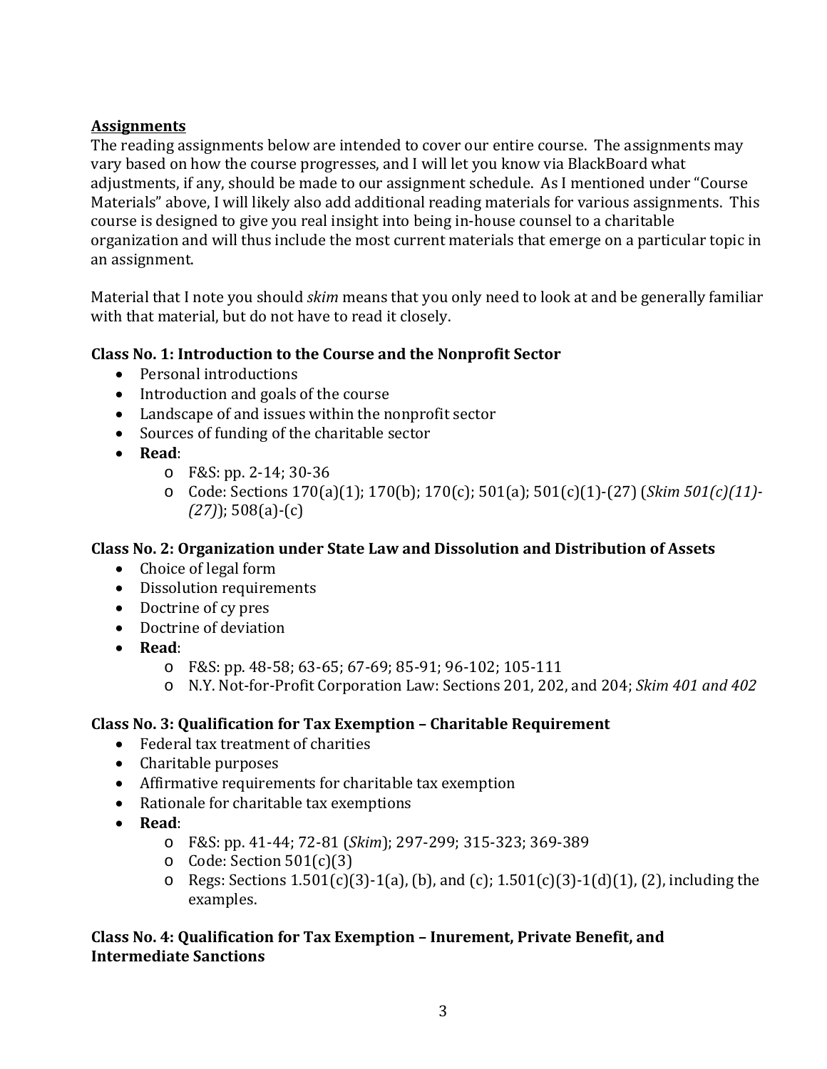**Assignments**

The reading assignments below are intended to cover our entire course. The assignments may vary based on how the course progresses, and I will let you know via BlackBoard what adjustments, if any, should be made to our assignment schedule. As I mentioned under "Course Materials" above, I will likely also add additional reading materials for various assignments. This course is designed to give you real insight into being in-house counsel to a charitable organization and will thus include the most current materials that emerge on a particular topic in an assignment.

Material that I note you should *skim* means that you only need to look at and be generally familiar with that material, but do not have to read it closely.

**Class No. 1: Introduction to the Course and the Nonprofit Sector**

- Personal introductions
- Introduction and goals of the course
- Landscape of and issues within the nonprofit sector
- Sources of funding of the charitable sector
- **Read**:
  - F&S: pp. 2-14; 30-36
  - Code: Sections 170(a)(1); 170(b); 170(c); 501(a); 501(c)(1)-(27) (*Skim 501(c)(11)-(27)*); 508(a)-(c)

**Class No. 2: Organization under State Law and Dissolution and Distribution of Assets**

- Choice of legal form
- Dissolution requirements
- Doctrine of cy pres
- Doctrine of deviation
- **Read**:
  - F&S: pp. 48-58; 63-65; 67-69; 85-91; 96-102; 105-111
  - N.Y. Not-for-Profit Corporation Law: Sections 201, 202, and 204; *Skim 401 and 402*

**Class No. 3: Qualification for Tax Exemption – Charitable Requirement**

- Federal tax treatment of charities
- Charitable purposes
- Affirmative requirements for charitable tax exemption
- Rationale for charitable tax exemptions
- **Read**:
  - F&S: pp. 41-44; 72-81 (*Skim*); 297-299; 315-323; 369-389
  - Code: Section 501(c)(3)
  - Regs: Sections 1.501(c)(3)-1(a), (b), and (c); 1.501(c)(3)-1(d)(1), (2), including the examples.

**Class No. 4: Qualification for Tax Exemption – Inurement, Private Benefit, and Intermediate Sanctions**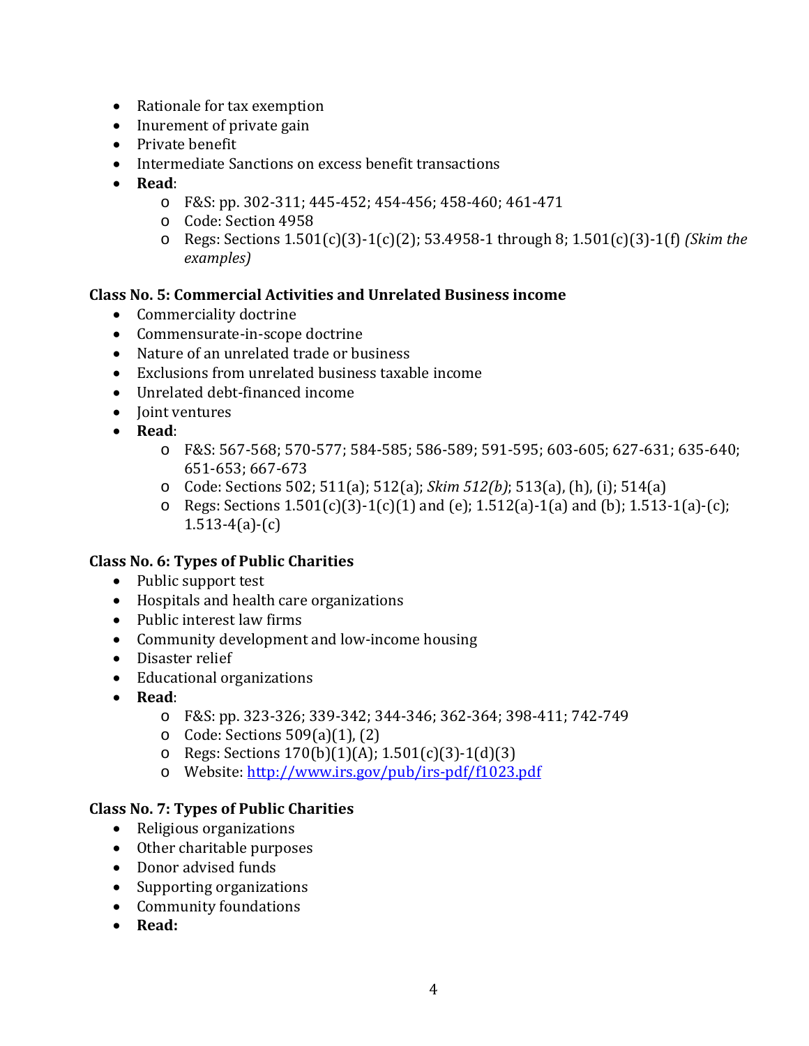- Rationale for tax exemption
- Inurement of private gain
- Private benefit
- Intermediate Sanctions on excess benefit transactions
- **Read**:
  - F&S: pp. 302-311; 445-452; 454-456; 458-460; 461-471
  - Code: Section 4958
  - Regs: Sections 1.501(c)(3)-1(c)(2); 53.4958-1 through 8; 1.501(c)(3)-1(f) *(Skim the examples)*

**Class No. 5: Commercial Activities and Unrelated Business income**

- Commerciality doctrine
- Commensurate-in-scope doctrine
- Nature of an unrelated trade or business
- Exclusions from unrelated business taxable income
- Unrelated debt-financed income
- Joint ventures
- **Read**:
  - F&S: 567-568; 570-577; 584-585; 586-589; 591-595; 603-605; 627-631; 635-640; 651-653; 667-673
  - Code: Sections 502; 511(a); 512(a); *Skim 512(b)*; 513(a), (h), (i); 514(a)
  - Regs: Sections 1.501(c)(3)-1(c)(1) and (e); 1.512(a)-1(a) and (b); 1.513-1(a)-(c); 1.513-4(a)-(c)

**Class No. 6: Types of Public Charities**

- Public support test
- Hospitals and health care organizations
- Public interest law firms
- Community development and low-income housing
- Disaster relief
- Educational organizations
- **Read**:
  - F&S: pp. 323-326; 339-342; 344-346; 362-364; 398-411; 742-749
  - Code: Sections 509(a)(1), (2)
  - Regs: Sections 170(b)(1)(A); 1.501(c)(3)-1(d)(3)
  - Website: [http://www.irs.gov/pub/irs-pdf/f1023.pdf](http://www.irs.gov/pub/irs-pdf/f1023.pdf)

**Class No. 7: Types of Public Charities**

- Religious organizations
- Other charitable purposes
- Donor advised funds
- Supporting organizations
- Community foundations
- **Read:**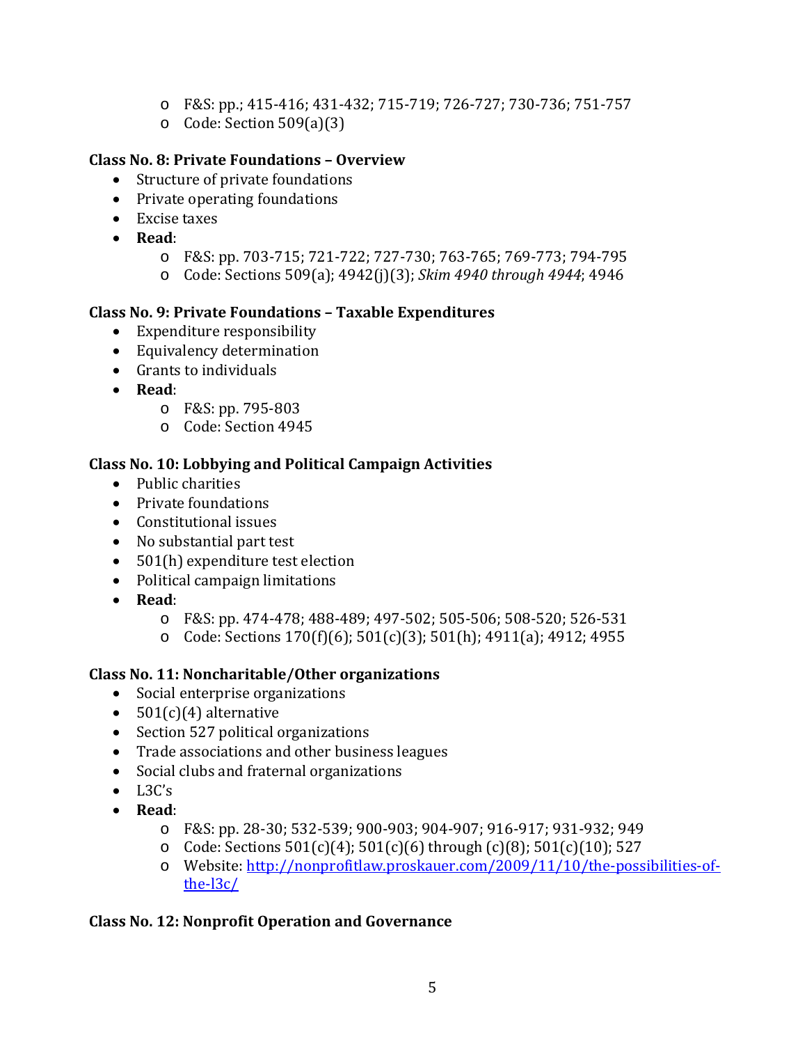- F&S: pp.; 415-416; 431-432; 715-719; 726-727; 730-736; 751-757
- Code: Section 509(a)(3)

**Class No. 8: Private Foundations – Overview**

- Structure of private foundations
- Private operating foundations
- Excise taxes
- **Read**:
    - F&S: pp. 703-715; 721-722; 727-730; 763-765; 769-773; 794-795
    - Code: Sections 509(a); 4942(j)(3); *Skim 4940 through 4944*; 4946

**Class No. 9: Private Foundations – Taxable Expenditures**

- Expenditure responsibility
- Equivalency determination
- Grants to individuals
- **Read**:
    - F&S: pp. 795-803
    - Code: Section 4945

**Class No. 10: Lobbying and Political Campaign Activities**

- Public charities
- Private foundations
- Constitutional issues
- No substantial part test
- 501(h) expenditure test election
- Political campaign limitations
- **Read**:
    - F&S: pp. 474-478; 488-489; 497-502; 505-506; 508-520; 526-531
    - Code: Sections 170(f)(6); 501(c)(3); 501(h); 4911(a); 4912; 4955

**Class No. 11: Noncharitable/Other organizations**

- Social enterprise organizations
- 501(c)(4) alternative
- Section 527 political organizations
- Trade associations and other business leagues
- Social clubs and fraternal organizations
- L3C's
- **Read**:
    - F&S: pp. 28-30; 532-539; 900-903; 904-907; 916-917; 931-932; 949
    - Code: Sections 501(c)(4); 501(c)(6) through (c)(8); 501(c)(10); 527
    - Website: [http://nonprofitlaw.proskauer.com/2009/11/10/the-possibilities-of-the-l3c/](http://nonprofitlaw.proskauer.com/2009/11/10/the-possibilities-of-the-l3c/)

**Class No. 12: Nonprofit Operation and Governance**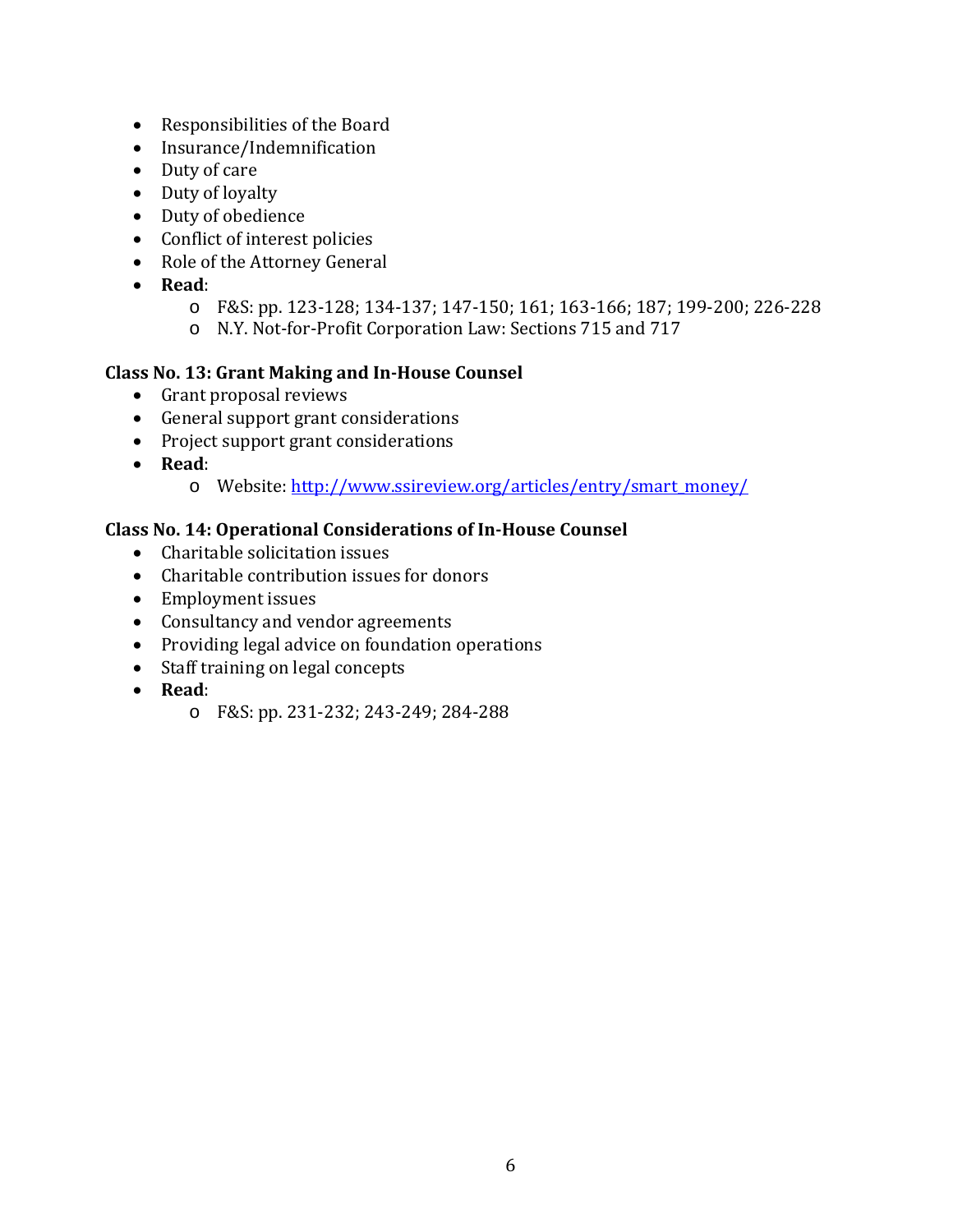- Responsibilities of the Board
- Insurance/Indemnification
- Duty of care
- Duty of loyalty
- Duty of obedience
- Conflict of interest policies
- Role of the Attorney General
- **Read**:
    - F&S: pp. 123-128; 134-137; 147-150; 161; 163-166; 187; 199-200; 226-228
    - N.Y. Not-for-Profit Corporation Law: Sections 715 and 717

**Class No. 13: Grant Making and In-House Counsel**

- Grant proposal reviews
- General support grant considerations
- Project support grant considerations
- **Read**:
    - Website: [http://www.ssireview.org/articles/entry/smart_money/](http://www.ssireview.org/articles/entry/smart_money/)

**Class No. 14: Operational Considerations of In-House Counsel**

- Charitable solicitation issues
- Charitable contribution issues for donors
- Employment issues
- Consultancy and vendor agreements
- Providing legal advice on foundation operations
- Staff training on legal concepts
- **Read**:
    - F&S: pp. 231-232; 243-249; 284-288